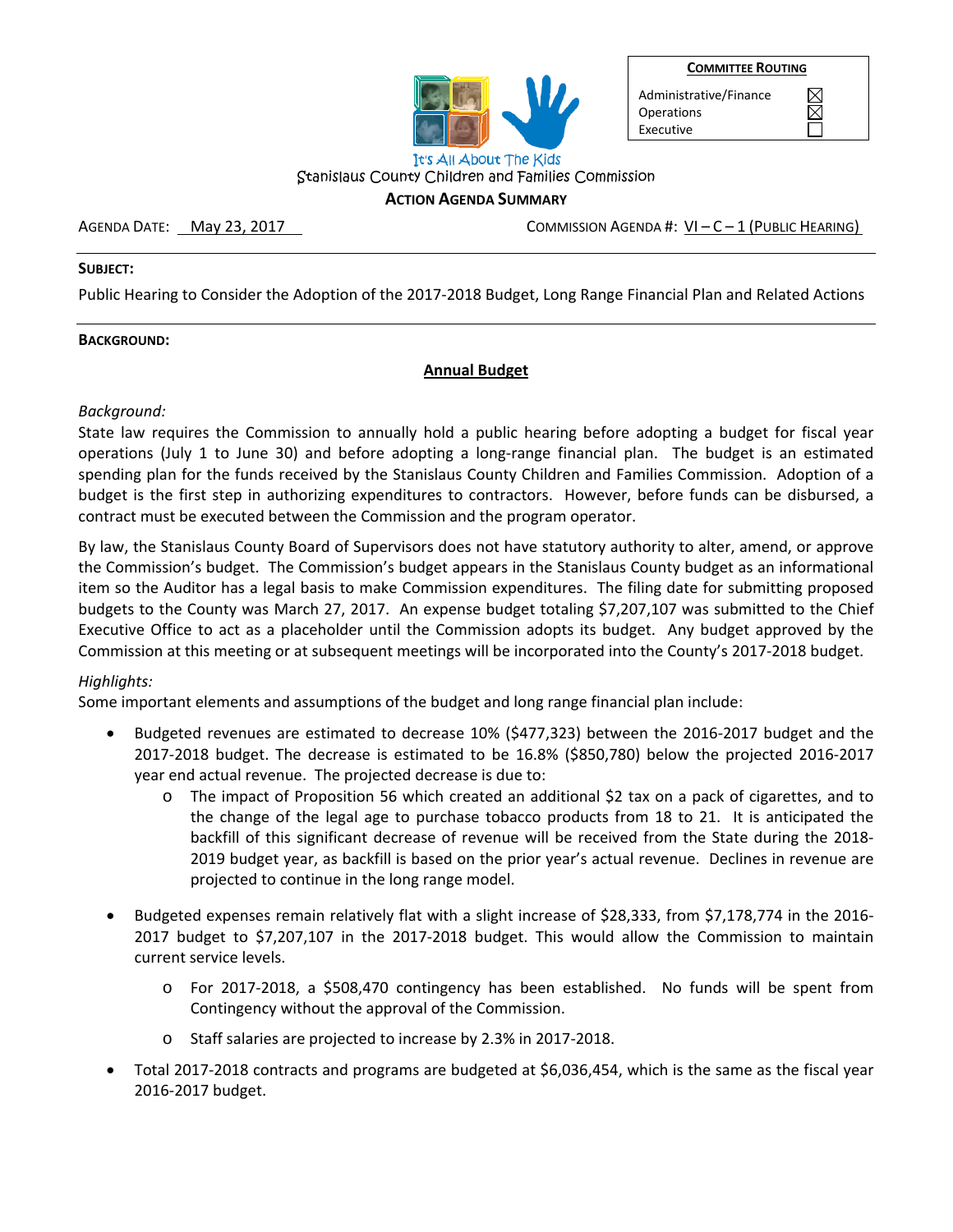It's All About The Kids

Stanislaus County Children and Families Commission

| COMMITTEE ROUTING | |
|---|---|
| Administrative/Finance | ☒ |
| Operations | ☒ |
| Executive | ☐ |

**ACTION AGENDA SUMMARY**

AGENDA DATE: May 23, 2017

COMMISSION AGENDA #: VI – C – 1 (PUBLIC HEARING)

**SUBJECT:**

Public Hearing to Consider the Adoption of the 2017-2018 Budget, Long Range Financial Plan and Related Actions

**BACKGROUND:**

## Annual Budget

*Background:*

State law requires the Commission to annually hold a public hearing before adopting a budget for fiscal year operations (July 1 to June 30) and before adopting a long-range financial plan. The budget is an estimated spending plan for the funds received by the Stanislaus County Children and Families Commission. Adoption of a budget is the first step in authorizing expenditures to contractors. However, before funds can be disbursed, a contract must be executed between the Commission and the program operator.

By law, the Stanislaus County Board of Supervisors does not have statutory authority to alter, amend, or approve the Commission's budget. The Commission's budget appears in the Stanislaus County budget as an informational item so the Auditor has a legal basis to make Commission expenditures. The filing date for submitting proposed budgets to the County was March 27, 2017. An expense budget totaling $7,207,107 was submitted to the Chief Executive Office to act as a placeholder until the Commission adopts its budget. Any budget approved by the Commission at this meeting or at subsequent meetings will be incorporated into the County's 2017-2018 budget.

*Highlights:*

Some important elements and assumptions of the budget and long range financial plan include:

- Budgeted revenues are estimated to decrease 10% ($477,323) between the 2016-2017 budget and the 2017-2018 budget. The decrease is estimated to be 16.8% ($850,780) below the projected 2016-2017 year end actual revenue. The projected decrease is due to:
  - The impact of Proposition 56 which created an additional $2 tax on a pack of cigarettes, and to the change of the legal age to purchase tobacco products from 18 to 21. It is anticipated the backfill of this significant decrease of revenue will be received from the State during the 2018-2019 budget year, as backfill is based on the prior year's actual revenue. Declines in revenue are projected to continue in the long range model.

- Budgeted expenses remain relatively flat with a slight increase of $28,333, from $7,178,774 in the 2016-2017 budget to $7,207,107 in the 2017-2018 budget. This would allow the Commission to maintain current service levels.
  - For 2017-2018, a $508,470 contingency has been established. No funds will be spent from Contingency without the approval of the Commission.
  - Staff salaries are projected to increase by 2.3% in 2017-2018.

- Total 2017-2018 contracts and programs are budgeted at $6,036,454, which is the same as the fiscal year 2016-2017 budget.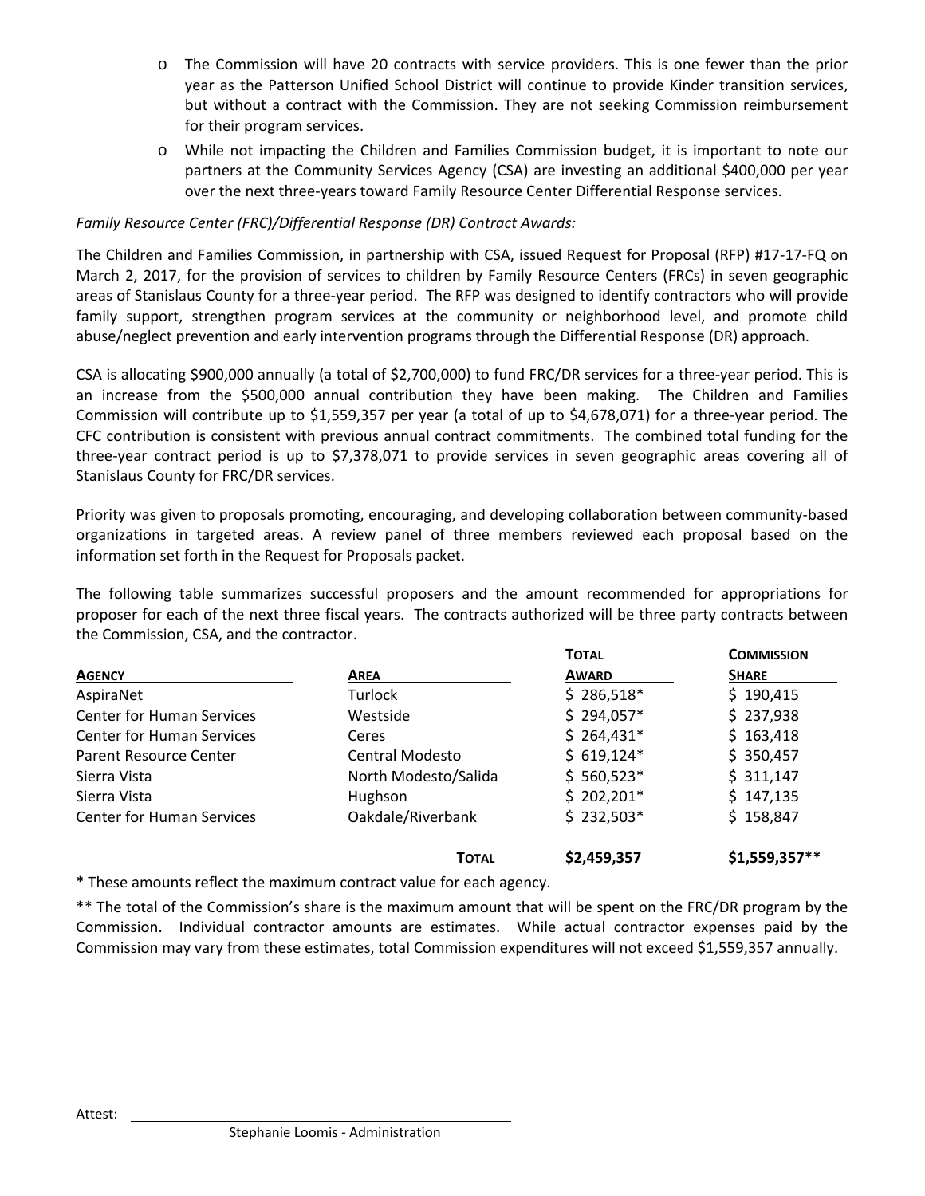- The Commission will have 20 contracts with service providers. This is one fewer than the prior year as the Patterson Unified School District will continue to provide Kinder transition services, but without a contract with the Commission. They are not seeking Commission reimbursement for their program services.
- While not impacting the Children and Families Commission budget, it is important to note our partners at the Community Services Agency (CSA) are investing an additional $400,000 per year over the next three-years toward Family Resource Center Differential Response services.

*Family Resource Center (FRC)/Differential Response (DR) Contract Awards:*

The Children and Families Commission, in partnership with CSA, issued Request for Proposal (RFP) #17-17-FQ on March 2, 2017, for the provision of services to children by Family Resource Centers (FRCs) in seven geographic areas of Stanislaus County for a three-year period. The RFP was designed to identify contractors who will provide family support, strengthen program services at the community or neighborhood level, and promote child abuse/neglect prevention and early intervention programs through the Differential Response (DR) approach.

CSA is allocating $900,000 annually (a total of $2,700,000) to fund FRC/DR services for a three-year period. This is an increase from the $500,000 annual contribution they have been making. The Children and Families Commission will contribute up to $1,559,357 per year (a total of up to $4,678,071) for a three-year period. The CFC contribution is consistent with previous annual contract commitments. The combined total funding for the three-year contract period is up to $7,378,071 to provide services in seven geographic areas covering all of Stanislaus County for FRC/DR services.

Priority was given to proposals promoting, encouraging, and developing collaboration between community-based organizations in targeted areas. A review panel of three members reviewed each proposal based on the information set forth in the Request for Proposals packet.

The following table summarizes successful proposers and the amount recommended for appropriations for proposer for each of the next three fiscal years. The contracts authorized will be three party contracts between the Commission, CSA, and the contractor.

| Agency | Area | Total Award | Commission Share |
|---|---|---|---|
| AspiraNet | Turlock | $ 286,518* | $ 190,415 |
| Center for Human Services | Westside | $ 294,057* | $ 237,938 |
| Center for Human Services | Ceres | $ 264,431* | $ 163,418 |
| Parent Resource Center | Central Modesto | $ 619,124* | $ 350,457 |
| Sierra Vista | North Modesto/Salida | $ 560,523* | $ 311,147 |
| Sierra Vista | Hughson | $ 202,201* | $ 147,135 |
| Center for Human Services | Oakdale/Riverbank | $ 232,503* | $ 158,847 |
| | **Total** | **$2,459,357** | **$1,559,357**** |

* These amounts reflect the maximum contract value for each agency.

** The total of the Commission's share is the maximum amount that will be spent on the FRC/DR program by the Commission. Individual contractor amounts are estimates. While actual contractor expenses paid by the Commission may vary from these estimates, total Commission expenditures will not exceed $1,559,357 annually.

Attest: ______________________________

Stephanie Loomis - Administration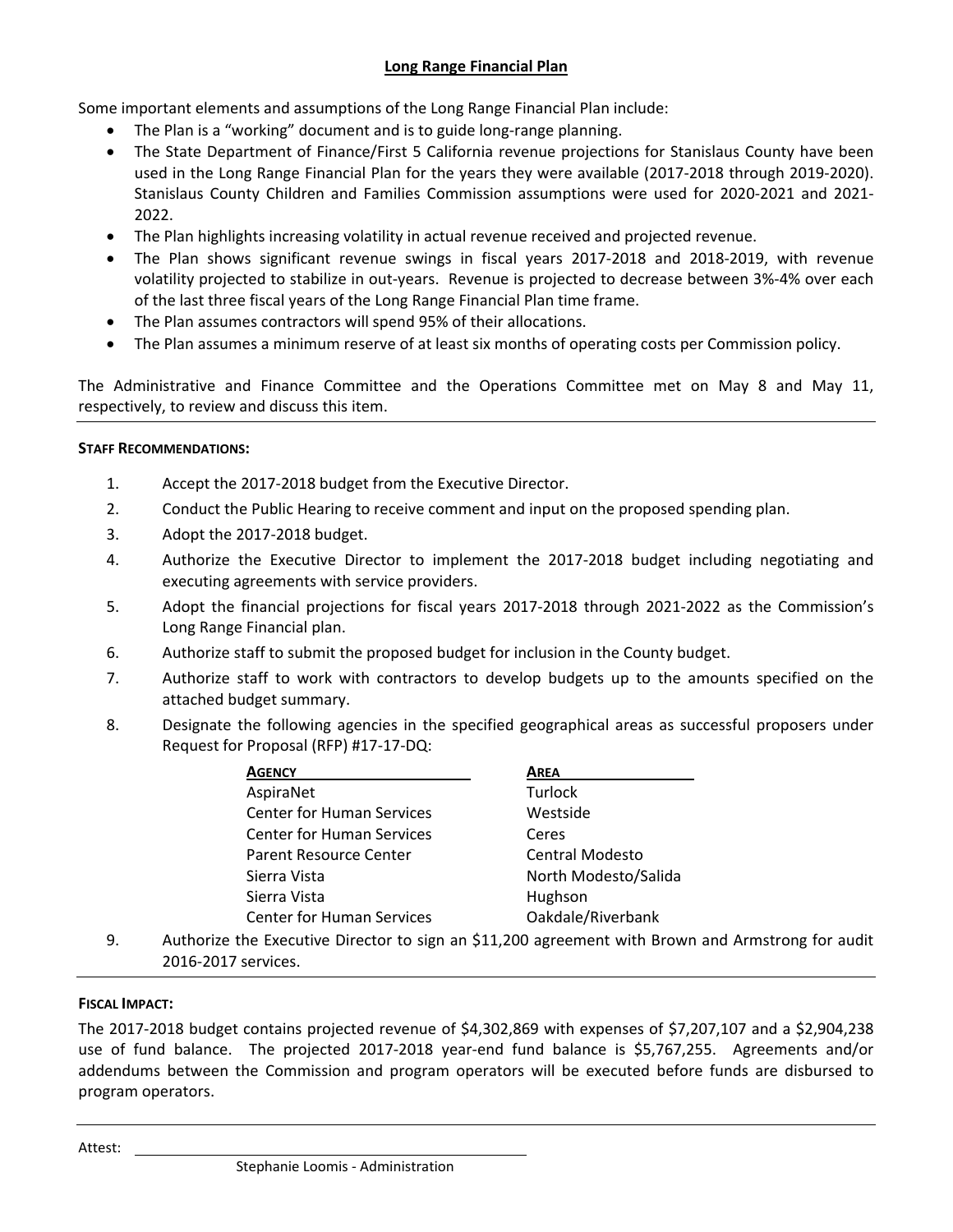## Long Range Financial Plan

Some important elements and assumptions of the Long Range Financial Plan include:

- The Plan is a "working" document and is to guide long-range planning.
- The State Department of Finance/First 5 California revenue projections for Stanislaus County have been used in the Long Range Financial Plan for the years they were available (2017-2018 through 2019-2020). Stanislaus County Children and Families Commission assumptions were used for 2020-2021 and 2021-2022.
- The Plan highlights increasing volatility in actual revenue received and projected revenue.
- The Plan shows significant revenue swings in fiscal years 2017-2018 and 2018-2019, with revenue volatility projected to stabilize in out-years. Revenue is projected to decrease between 3%-4% over each of the last three fiscal years of the Long Range Financial Plan time frame.
- The Plan assumes contractors will spend 95% of their allocations.
- The Plan assumes a minimum reserve of at least six months of operating costs per Commission policy.

The Administrative and Finance Committee and the Operations Committee met on May 8 and May 11, respectively, to review and discuss this item.

---

**STAFF RECOMMENDATIONS:**

1. Accept the 2017-2018 budget from the Executive Director.
2. Conduct the Public Hearing to receive comment and input on the proposed spending plan.
3. Adopt the 2017-2018 budget.
4. Authorize the Executive Director to implement the 2017-2018 budget including negotiating and executing agreements with service providers.
5. Adopt the financial projections for fiscal years 2017-2018 through 2021-2022 as the Commission's Long Range Financial plan.
6. Authorize staff to submit the proposed budget for inclusion in the County budget.
7. Authorize staff to work with contractors to develop budgets up to the amounts specified on the attached budget summary.
8. Designate the following agencies in the specified geographical areas as successful proposers under Request for Proposal (RFP) #17-17-DQ:

| AGENCY | AREA |
|---|---|
| AspiraNet | Turlock |
| Center for Human Services | Westside |
| Center for Human Services | Ceres |
| Parent Resource Center | Central Modesto |
| Sierra Vista | North Modesto/Salida |
| Sierra Vista | Hughson |
| Center for Human Services | Oakdale/Riverbank |

9. Authorize the Executive Director to sign an $11,200 agreement with Brown and Armstrong for audit 2016-2017 services.

---

**FISCAL IMPACT:**

The 2017-2018 budget contains projected revenue of $4,302,869 with expenses of $7,207,107 and a $2,904,238 use of fund balance. The projected 2017-2018 year-end fund balance is $5,767,255. Agreements and/or addendums between the Commission and program operators will be executed before funds are disbursed to program operators.

---

Attest: ______________________________
Stephanie Loomis - Administration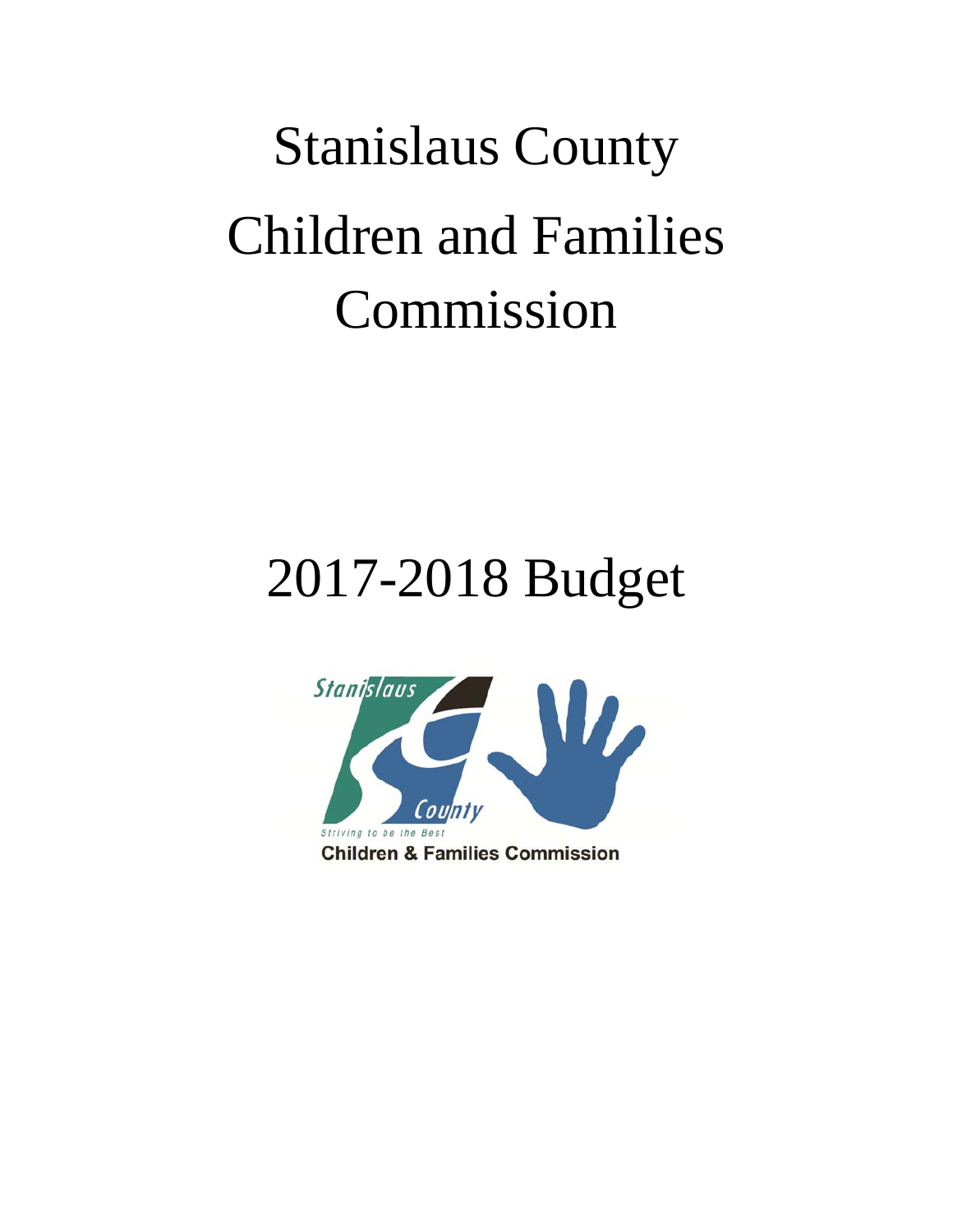# Stanislaus County Children and Families Commission

# 2017-2018 Budget

Stanislaus County
Striving to be the Best
Children & Families Commission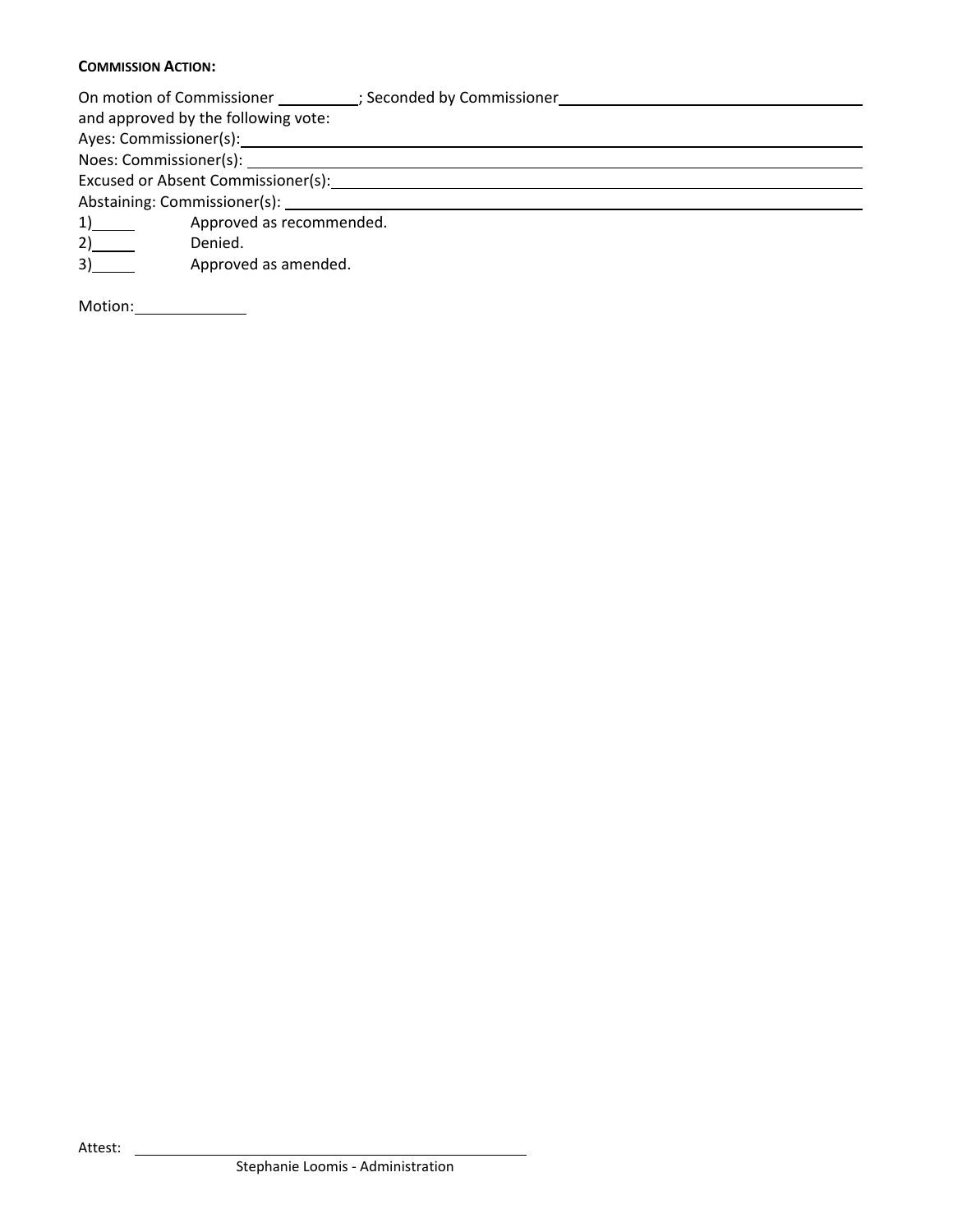**COMMISSION ACTION:**

On motion of Commissioner __________; Seconded by Commissioner ______________________________
and approved by the following vote:
Ayes: Commissioner(s): ______________________________
Noes: Commissioner(s): ______________________________
Excused or Absent Commissioner(s): ______________________________
Abstaining: Commissioner(s): ______________________________

1)_____ Approved as recommended.
2)_____ Denied.
3)_____ Approved as amended.

Motion: ______________

Attest: ______________________________
Stephanie Loomis - Administration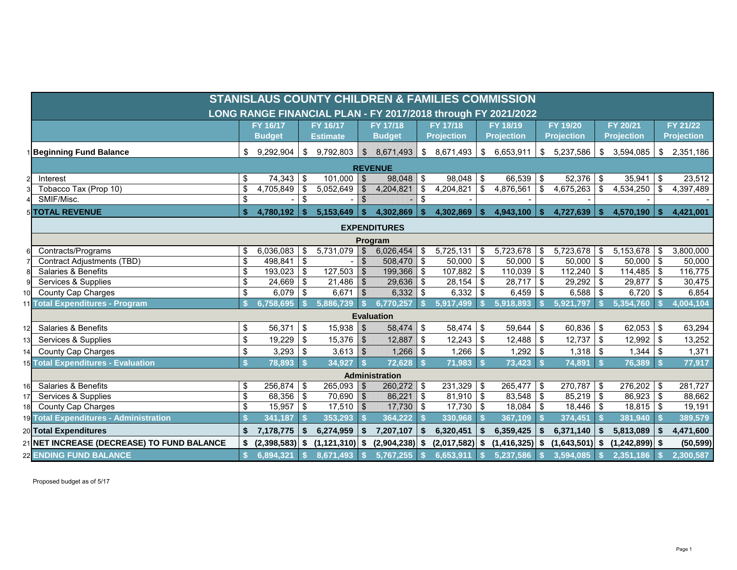## STANISLAUS COUNTY CHILDREN & FAMILIES COMMISSION
## LONG RANGE FINANCIAL PLAN - FY 2017/2018 through FY 2021/2022

| # | | FY 16/17 Budget | FY 16/17 Estimate | FY 17/18 Budget | FY 17/18 Projection | FY 18/19 Projection | FY 19/20 Projection | FY 20/21 Projection | FY 21/22 Projection |
|---|---|---|---|---|---|---|---|---|---|
| 1 | **Beginning Fund Balance** | $ 9,292,904 | $ 9,792,803 | $ 8,671,493 | $ 8,671,493 | $ 6,653,911 | $ 5,237,586 | $ 3,594,085 | $ 2,351,186 |
| | **REVENUE** | | | | | | | | |
| 2 | Interest | $ 74,343 | $ 101,000 | $ 98,048 | $ 98,048 | $ 66,539 | $ 52,376 | $ 35,941 | $ 23,512 |
| 3 | Tobacco Tax (Prop 10) | $ 4,705,849 | $ 5,052,649 | $ 4,204,821 | $ 4,204,821 | $ 4,876,561 | $ 4,675,263 | $ 4,534,250 | $ 4,397,489 |
| 4 | SMIF/Misc. | $ - | $ - | $ - | $ - | - | - | - | - |
| 5 | **TOTAL REVENUE** | **$ 4,780,192** | **$ 5,153,649** | **$ 4,302,869** | **$ 4,302,869** | **$ 4,943,100** | **$ 4,727,639** | **$ 4,570,190** | **$ 4,421,001** |
| | **EXPENDITURES** | | | | | | | | |
| | **Program** | | | | | | | | |
| 6 | Contracts/Programs | $ 6,036,083 | $ 5,731,079 | $ 6,026,454 | $ 5,725,131 | $ 5,723,678 | $ 5,723,678 | $ 5,153,678 | $ 3,800,000 |
| 7 | Contract Adjustments (TBD) | $ 498,841 | $ - | $ 508,470 | $ 50,000 | $ 50,000 | $ 50,000 | $ 50,000 | $ 50,000 |
| 8 | Salaries & Benefits | $ 193,023 | $ 127,503 | $ 199,366 | $ 107,882 | $ 110,039 | $ 112,240 | $ 114,485 | $ 116,775 |
| 9 | Services & Supplies | $ 24,669 | $ 21,486 | $ 29,636 | $ 28,154 | $ 28,717 | $ 29,292 | $ 29,877 | $ 30,475 |
| 10 | County Cap Charges | $ 6,079 | $ 6,671 | $ 6,332 | $ 6,332 | $ 6,459 | $ 6,588 | $ 6,720 | $ 6,854 |
| 11 | **Total Expenditures - Program** | **$ 6,758,695** | **$ 5,886,739** | **$ 6,770,257** | **$ 5,917,499** | **$ 5,918,893** | **$ 5,921,797** | **$ 5,354,760** | **$ 4,004,104** |
| | **Evaluation** | | | | | | | | |
| 12 | Salaries & Benefits | $ 56,371 | $ 15,938 | $ 58,474 | $ 58,474 | $ 59,644 | $ 60,836 | $ 62,053 | $ 63,294 |
| 13 | Services & Supplies | $ 19,229 | $ 15,376 | $ 12,887 | $ 12,243 | $ 12,488 | $ 12,737 | $ 12,992 | $ 13,252 |
| 14 | County Cap Charges | $ 3,293 | $ 3,613 | $ 1,266 | $ 1,266 | $ 1,292 | $ 1,318 | $ 1,344 | $ 1,371 |
| 15 | **Total Expenditures - Evaluation** | **$ 78,893** | **$ 34,927** | **$ 72,628** | **$ 71,983** | **$ 73,423** | **$ 74,891** | **$ 76,389** | **$ 77,917** |
| | **Administration** | | | | | | | | |
| 16 | Salaries & Benefits | $ 256,874 | $ 265,093 | $ 260,272 | $ 231,329 | $ 265,477 | $ 270,787 | $ 276,202 | $ 281,727 |
| 17 | Services & Supplies | $ 68,356 | $ 70,690 | $ 86,221 | $ 81,910 | $ 83,548 | $ 85,219 | $ 86,923 | $ 88,662 |
| 18 | County Cap Charges | $ 15,957 | $ 17,510 | $ 17,730 | $ 17,730 | $ 18,084 | $ 18,446 | $ 18,815 | $ 19,191 |
| 19 | **Total Expenditures - Administration** | **$ 341,187** | **$ 353,293** | **$ 364,222** | **$ 330,968** | **$ 367,109** | **$ 374,451** | **$ 381,940** | **$ 389,579** |
| 20 | **Total Expenditures** | **$ 7,178,775** | **$ 6,274,959** | **$ 7,207,107** | **$ 6,320,451** | **$ 6,359,425** | **$ 6,371,140** | **$ 5,813,089** | **$ 4,471,600** |
| 21 | **NET INCREASE (DECREASE) TO FUND BALANCE** | **$ (2,398,583)** | **$ (1,121,310)** | **$ (2,904,238)** | **$ (2,017,582)** | **$ (1,416,325)** | **$ (1,643,501)** | **$ (1,242,899)** | **$ (50,599)** |
| 22 | **ENDING FUND BALANCE** | **$ 6,894,321** | **$ 8,671,493** | **$ 5,767,255** | **$ 6,653,911** | **$ 5,237,586** | **$ 3,594,085** | **$ 2,351,186** | **$ 2,300,587** |

Proposed budget as of 5/17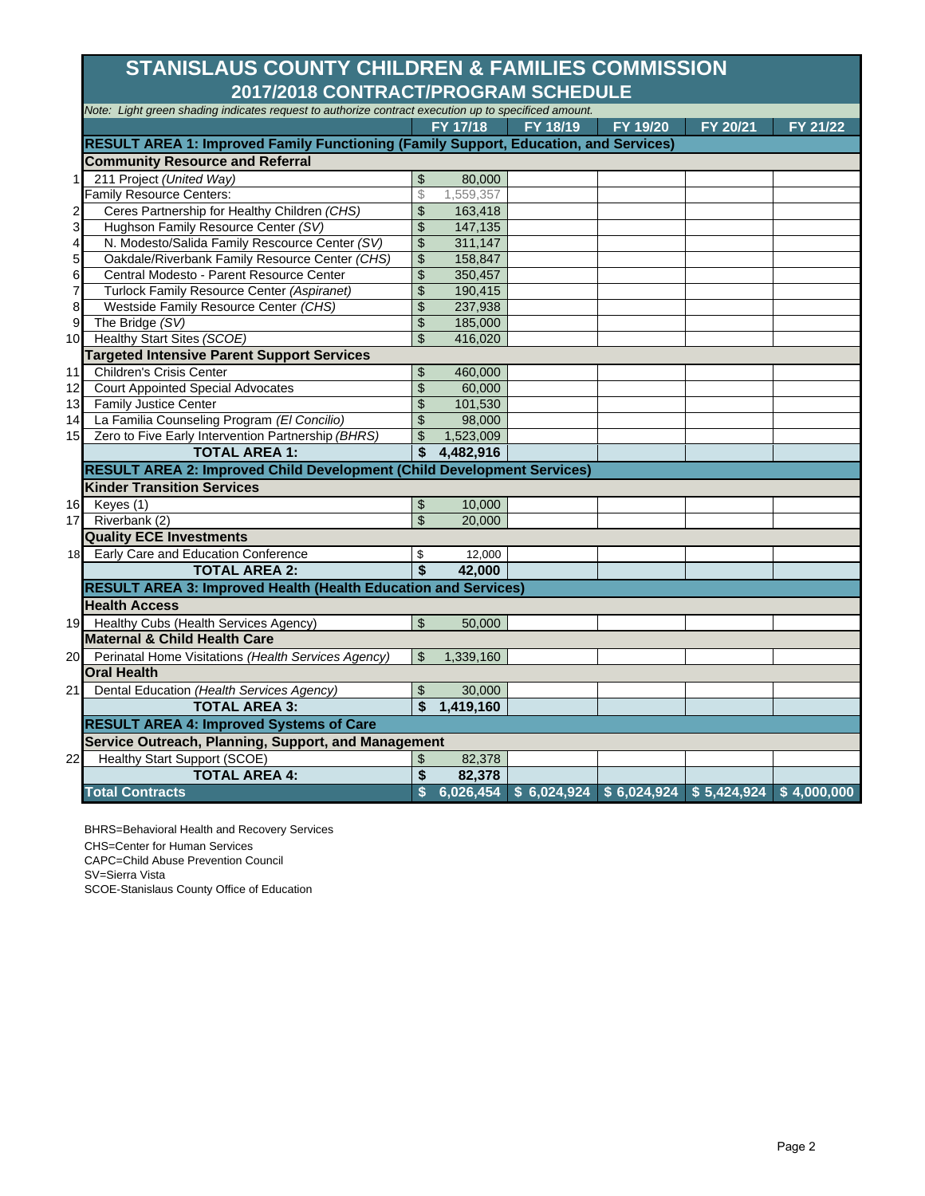# STANISLAUS COUNTY CHILDREN & FAMILIES COMMISSION
## 2017/2018 CONTRACT/PROGRAM SCHEDULE

*Note: Light green shading indicates request to authorize contract execution up to specificed amount.*

| | | FY 17/18 | FY 18/19 | FY 19/20 | FY 20/21 | FY 21/22 |
|---|---|---|---|---|---|---|
| | **RESULT AREA 1: Improved Family Functioning (Family Support, Education, and Services)** | | | | | |
| | **Community Resource and Referral** | | | | | |
| 1 | 211 Project *(United Way)* | $ 80,000 | | | | |
| | Family Resource Centers: | $ 1,559,357 | | | | |
| 2 | Ceres Partnership for Healthy Children *(CHS)* | $ 163,418 | | | | |
| 3 | Hughson Family Resource Center *(SV)* | $ 147,135 | | | | |
| 4 | N. Modesto/Salida Family Rescource Center *(SV)* | $ 311,147 | | | | |
| 5 | Oakdale/Riverbank Family Resource Center *(CHS)* | $ 158,847 | | | | |
| 6 | Central Modesto - Parent Resource Center | $ 350,457 | | | | |
| 7 | Turlock Family Resource Center *(Aspiranet)* | $ 190,415 | | | | |
| 8 | Westside Family Resource Center *(CHS)* | $ 237,938 | | | | |
| 9 | The Bridge *(SV)* | $ 185,000 | | | | |
| 10 | Healthy Start Sites *(SCOE)* | $ 416,020 | | | | |
| | **Targeted Intensive Parent Support Services** | | | | | |
| 11 | Children's Crisis Center | $ 460,000 | | | | |
| 12 | Court Appointed Special Advocates | $ 60,000 | | | | |
| 13 | Family Justice Center | $ 101,530 | | | | |
| 14 | La Familia Counseling Program *(El Concilio)* | $ 98,000 | | | | |
| 15 | Zero to Five Early Intervention Partnership *(BHRS)* | $ 1,523,009 | | | | |
| | **TOTAL AREA 1:** | **$ 4,482,916** | | | | |
| | **RESULT AREA 2: Improved Child Development (Child Development Services)** | | | | | |
| | **Kinder Transition Services** | | | | | |
| 16 | Keyes (1) | $ 10,000 | | | | |
| 17 | Riverbank (2) | $ 20,000 | | | | |
| | **Quality ECE Investments** | | | | | |
| 18 | Early Care and Education Conference | $ 12,000 | | | | |
| | **TOTAL AREA 2:** | **$ 42,000** | | | | |
| | **RESULT AREA 3: Improved Health (Health Education and Services)** | | | | | |
| | **Health Access** | | | | | |
| 19 | Healthy Cubs (Health Services Agency) | $ 50,000 | | | | |
| | **Maternal & Child Health Care** | | | | | |
| 20 | Perinatal Home Visitations *(Health Services Agency)* | $ 1,339,160 | | | | |
| | **Oral Health** | | | | | |
| 21 | Dental Education *(Health Services Agency)* | $ 30,000 | | | | |
| | **TOTAL AREA 3:** | **$ 1,419,160** | | | | |
| | **RESULT AREA 4: Improved Systems of Care** | | | | | |
| | **Service Outreach, Planning, Support, and Management** | | | | | |
| 22 | Healthy Start Support (SCOE) | $ 82,378 | | | | |
| | **TOTAL AREA 4:** | **$ 82,378** | | | | |
| | **Total Contracts** | **$ 6,026,454** | **$ 6,024,924** | **$ 6,024,924** | **$ 5,424,924** | **$ 4,000,000** |

BHRS=Behavioral Health and Recovery Services
CHS=Center for Human Services
CAPC=Child Abuse Prevention Council
SV=Sierra Vista
SCOE-Stanislaus County Office of Education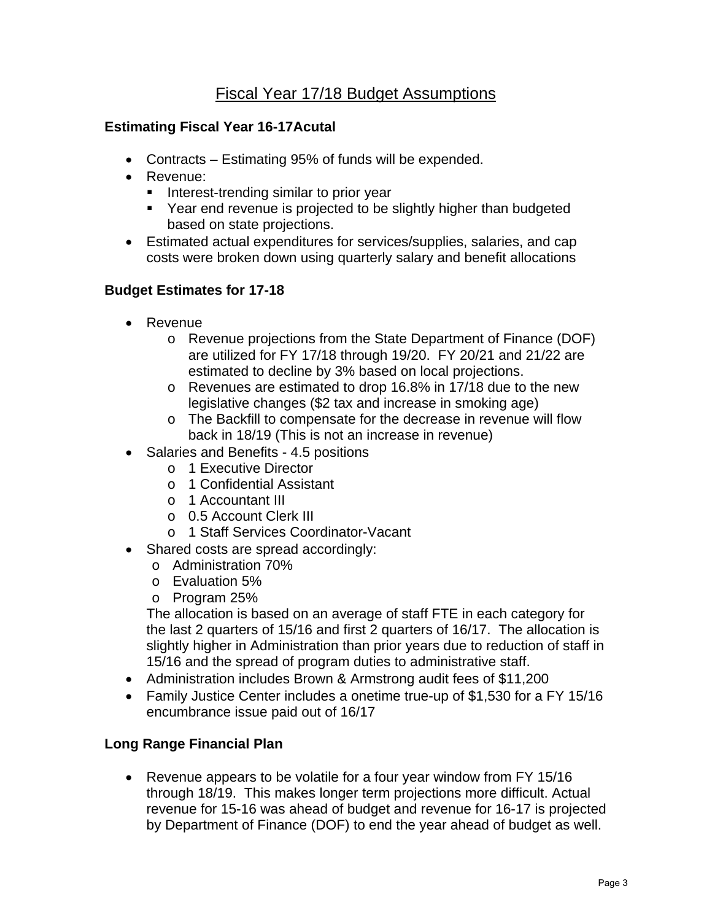# Fiscal Year 17/18 Budget Assumptions

### Estimating Fiscal Year 16-17Acutal

- Contracts – Estimating 95% of funds will be expended.
- Revenue:
  - Interest-trending similar to prior year
  - Year end revenue is projected to be slightly higher than budgeted based on state projections.
- Estimated actual expenditures for services/supplies, salaries, and cap costs were broken down using quarterly salary and benefit allocations

### Budget Estimates for 17-18

- Revenue
  - Revenue projections from the State Department of Finance (DOF) are utilized for FY 17/18 through 19/20. FY 20/21 and 21/22 are estimated to decline by 3% based on local projections.
  - Revenues are estimated to drop 16.8% in 17/18 due to the new legislative changes ($2 tax and increase in smoking age)
  - The Backfill to compensate for the decrease in revenue will flow back in 18/19 (This is not an increase in revenue)
- Salaries and Benefits - 4.5 positions
  - 1 Executive Director
  - 1 Confidential Assistant
  - 1 Accountant III
  - 0.5 Account Clerk III
  - 1 Staff Services Coordinator-Vacant
- Shared costs are spread accordingly:
  - Administration 70%
  - Evaluation 5%
  - Program 25%

  The allocation is based on an average of staff FTE in each category for the last 2 quarters of 15/16 and first 2 quarters of 16/17. The allocation is slightly higher in Administration than prior years due to reduction of staff in 15/16 and the spread of program duties to administrative staff.
- Administration includes Brown & Armstrong audit fees of $11,200
- Family Justice Center includes a onetime true-up of $1,530 for a FY 15/16 encumbrance issue paid out of 16/17

### Long Range Financial Plan

- Revenue appears to be volatile for a four year window from FY 15/16 through 18/19. This makes longer term projections more difficult. Actual revenue for 15-16 was ahead of budget and revenue for 16-17 is projected by Department of Finance (DOF) to end the year ahead of budget as well.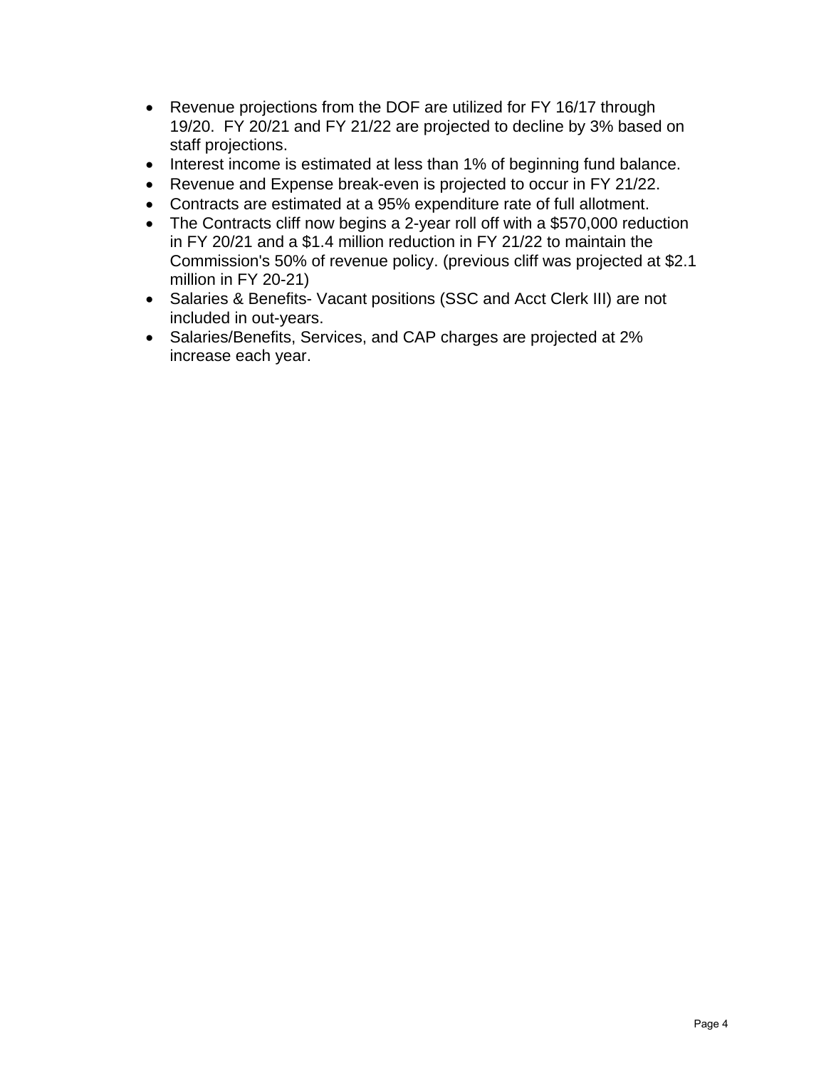- Revenue projections from the DOF are utilized for FY 16/17 through 19/20. FY 20/21 and FY 21/22 are projected to decline by 3% based on staff projections.
- Interest income is estimated at less than 1% of beginning fund balance.
- Revenue and Expense break-even is projected to occur in FY 21/22.
- Contracts are estimated at a 95% expenditure rate of full allotment.
- The Contracts cliff now begins a 2-year roll off with a $570,000 reduction in FY 20/21 and a $1.4 million reduction in FY 21/22 to maintain the Commission's 50% of revenue policy. (previous cliff was projected at $2.1 million in FY 20-21)
- Salaries & Benefits- Vacant positions (SSC and Acct Clerk III) are not included in out-years.
- Salaries/Benefits, Services, and CAP charges are projected at 2% increase each year.